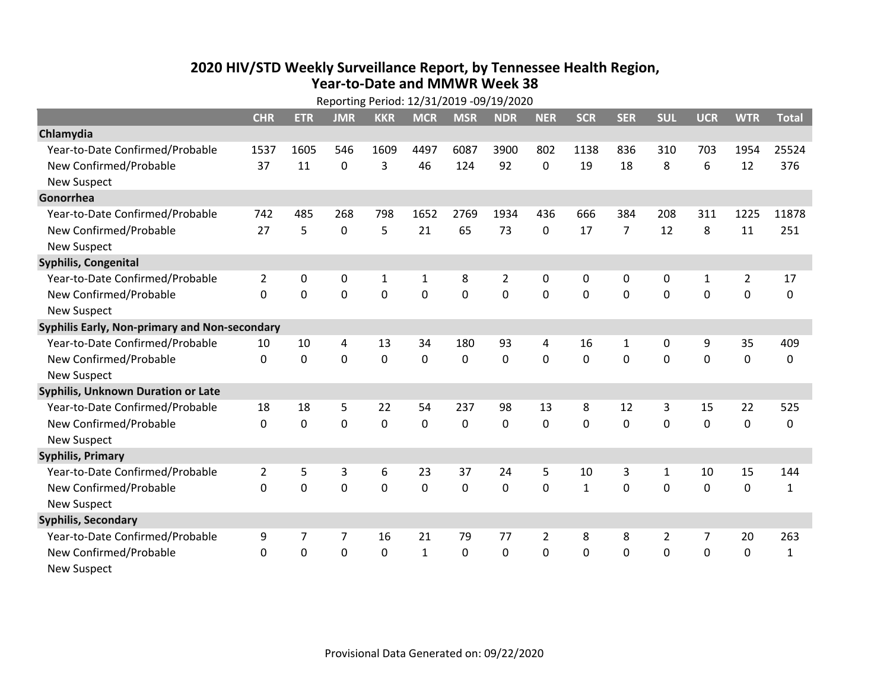# 2020 HIV/STD Weekly Surveillance Report, by Tennessee Health Region, Year-to-Date and MMWR Week 38

Reporting Period: 12/31/2019 -09/19/2020

| | CHR | ETR | JMR | KKR | MCR | MSR | NDR | NER | SCR | SER | SUL | UCR | WTR | Total |
|---|---|---|---|---|---|---|---|---|---|---|---|---|---|---|
| **Chlamydia** | | | | | | | | | | | | | | |
| Year-to-Date Confirmed/Probable | 1537 | 1605 | 546 | 1609 | 4497 | 6087 | 3900 | 802 | 1138 | 836 | 310 | 703 | 1954 | 25524 |
| New Confirmed/Probable | 37 | 11 | 0 | 3 | 46 | 124 | 92 | 0 | 19 | 18 | 8 | 6 | 12 | 376 |
| New Suspect | | | | | | | | | | | | | | |
| **Gonorrhea** | | | | | | | | | | | | | | |
| Year-to-Date Confirmed/Probable | 742 | 485 | 268 | 798 | 1652 | 2769 | 1934 | 436 | 666 | 384 | 208 | 311 | 1225 | 11878 |
| New Confirmed/Probable | 27 | 5 | 0 | 5 | 21 | 65 | 73 | 0 | 17 | 7 | 12 | 8 | 11 | 251 |
| New Suspect | | | | | | | | | | | | | | |
| **Syphilis, Congenital** | | | | | | | | | | | | | | |
| Year-to-Date Confirmed/Probable | 2 | 0 | 0 | 1 | 1 | 8 | 2 | 0 | 0 | 0 | 0 | 1 | 2 | 17 |
| New Confirmed/Probable | 0 | 0 | 0 | 0 | 0 | 0 | 0 | 0 | 0 | 0 | 0 | 0 | 0 | 0 |
| New Suspect | | | | | | | | | | | | | | |
| **Syphilis Early, Non-primary and Non-secondary** | | | | | | | | | | | | | | |
| Year-to-Date Confirmed/Probable | 10 | 10 | 4 | 13 | 34 | 180 | 93 | 4 | 16 | 1 | 0 | 9 | 35 | 409 |
| New Confirmed/Probable | 0 | 0 | 0 | 0 | 0 | 0 | 0 | 0 | 0 | 0 | 0 | 0 | 0 | 0 |
| New Suspect | | | | | | | | | | | | | | |
| **Syphilis, Unknown Duration or Late** | | | | | | | | | | | | | | |
| Year-to-Date Confirmed/Probable | 18 | 18 | 5 | 22 | 54 | 237 | 98 | 13 | 8 | 12 | 3 | 15 | 22 | 525 |
| New Confirmed/Probable | 0 | 0 | 0 | 0 | 0 | 0 | 0 | 0 | 0 | 0 | 0 | 0 | 0 | 0 |
| New Suspect | | | | | | | | | | | | | | |
| **Syphilis, Primary** | | | | | | | | | | | | | | |
| Year-to-Date Confirmed/Probable | 2 | 5 | 3 | 6 | 23 | 37 | 24 | 5 | 10 | 3 | 1 | 10 | 15 | 144 |
| New Confirmed/Probable | 0 | 0 | 0 | 0 | 0 | 0 | 0 | 0 | 1 | 0 | 0 | 0 | 0 | 1 |
| New Suspect | | | | | | | | | | | | | | |
| **Syphilis, Secondary** | | | | | | | | | | | | | | |
| Year-to-Date Confirmed/Probable | 9 | 7 | 7 | 16 | 21 | 79 | 77 | 2 | 8 | 8 | 2 | 7 | 20 | 263 |
| New Confirmed/Probable | 0 | 0 | 0 | 0 | 1 | 0 | 0 | 0 | 0 | 0 | 0 | 0 | 0 | 1 |
| New Suspect | | | | | | | | | | | | | | |

Provisional Data Generated on: 09/22/2020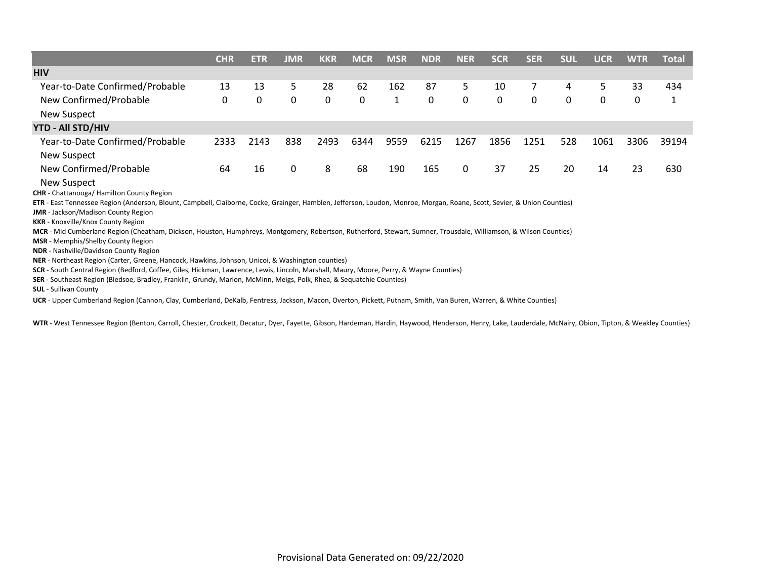| | CHR | ETR | JMR | KKR | MCR | MSR | NDR | NER | SCR | SER | SUL | UCR | WTR | Total |
|---|---|---|---|---|---|---|---|---|---|---|---|---|---|---|
| **HIV** | | | | | | | | | | | | | | |
| Year-to-Date Confirmed/Probable | 13 | 13 | 5 | 28 | 62 | 162 | 87 | 5 | 10 | 7 | 4 | 5 | 33 | 434 |
| New Confirmed/Probable | 0 | 0 | 0 | 0 | 0 | 1 | 0 | 0 | 0 | 0 | 0 | 0 | 0 | 1 |
| New Suspect | | | | | | | | | | | | | | |
| **YTD - All STD/HIV** | | | | | | | | | | | | | | |
| Year-to-Date Confirmed/Probable | 2333 | 2143 | 838 | 2493 | 6344 | 9559 | 6215 | 1267 | 1856 | 1251 | 528 | 1061 | 3306 | 39194 |
| New Suspect | | | | | | | | | | | | | | |
| New Confirmed/Probable | 64 | 16 | 0 | 8 | 68 | 190 | 165 | 0 | 37 | 25 | 20 | 14 | 23 | 630 |
| New Suspect | | | | | | | | | | | | | | |

**CHR** - Chattanooga/ Hamilton County Region

**ETR** - East Tennessee Region (Anderson, Blount, Campbell, Claiborne, Cocke, Grainger, Hamblen, Jefferson, Loudon, Monroe, Morgan, Roane, Scott, Sevier, & Union Counties)

**JMR** - Jackson/Madison County Region

**KKR** - Knoxville/Knox County Region

**MCR** - Mid Cumberland Region (Cheatham, Dickson, Houston, Humphreys, Montgomery, Robertson, Rutherford, Stewart, Sumner, Trousdale, Williamson, & Wilson Counties)

**MSR** - Memphis/Shelby County Region

**NDR** - Nashville/Davidson County Region

**NER** - Northeast Region (Carter, Greene, Hancock, Hawkins, Johnson, Unicoi, & Washington counties)

**SCR** - South Central Region (Bedford, Coffee, Giles, Hickman, Lawrence, Lewis, Lincoln, Marshall, Maury, Moore, Perry, & Wayne Counties)

**SER** - Southeast Region (Bledsoe, Bradley, Franklin, Grundy, Marion, McMinn, Meigs, Polk, Rhea, & Sequatchie Counties)

**SUL** - Sullivan County

**UCR** - Upper Cumberland Region (Cannon, Clay, Cumberland, DeKalb, Fentress, Jackson, Macon, Overton, Pickett, Putnam, Smith, Van Buren, Warren, & White Counties)

**WTR** - West Tennessee Region (Benton, Carroll, Chester, Crockett, Decatur, Dyer, Fayette, Gibson, Hardeman, Hardin, Haywood, Henderson, Henry, Lake, Lauderdale, McNairy, Obion, Tipton, & Weakley Counties)

Provisional Data Generated on: 09/22/2020